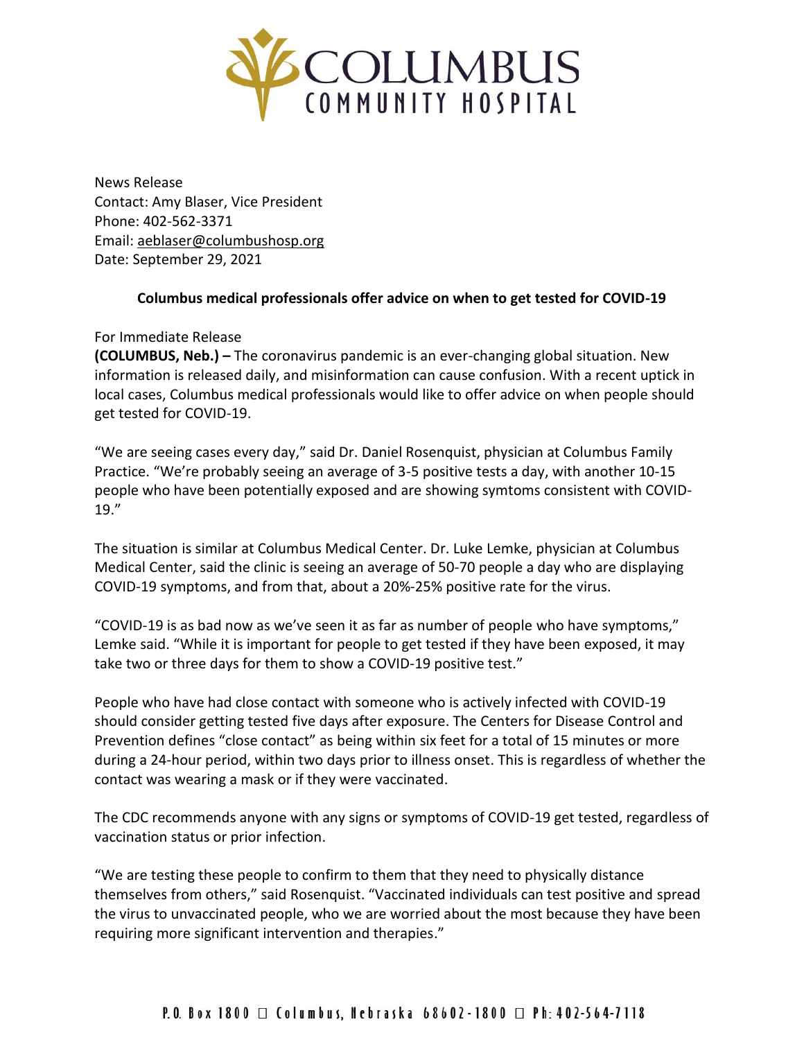# Columbus Community Hospital

News Release
Contact: Amy Blaser, Vice President
Phone: 402-562-3371
Email: aeblaser@columbushosp.org
Date: September 29, 2021

**Columbus medical professionals offer advice on when to get tested for COVID-19**

For Immediate Release
**(COLUMBUS, Neb.) –** The coronavirus pandemic is an ever-changing global situation. New information is released daily, and misinformation can cause confusion. With a recent uptick in local cases, Columbus medical professionals would like to offer advice on when people should get tested for COVID-19.

"We are seeing cases every day," said Dr. Daniel Rosenquist, physician at Columbus Family Practice. "We're probably seeing an average of 3-5 positive tests a day, with another 10-15 people who have been potentially exposed and are showing symtoms consistent with COVID-19."

The situation is similar at Columbus Medical Center. Dr. Luke Lemke, physician at Columbus Medical Center, said the clinic is seeing an average of 50-70 people a day who are displaying COVID-19 symptoms, and from that, about a 20%-25% positive rate for the virus.

"COVID-19 is as bad now as we've seen it as far as number of people who have symptoms," Lemke said. "While it is important for people to get tested if they have been exposed, it may take two or three days for them to show a COVID-19 positive test."

People who have had close contact with someone who is actively infected with COVID-19 should consider getting tested five days after exposure. The Centers for Disease Control and Prevention defines "close contact" as being within six feet for a total of 15 minutes or more during a 24-hour period, within two days prior to illness onset. This is regardless of whether the contact was wearing a mask or if they were vaccinated.

The CDC recommends anyone with any signs or symptoms of COVID-19 get tested, regardless of vaccination status or prior infection.

"We are testing these people to confirm to them that they need to physically distance themselves from others," said Rosenquist. "Vaccinated individuals can test positive and spread the virus to unvaccinated people, who we are worried about the most because they have been requiring more significant intervention and therapies."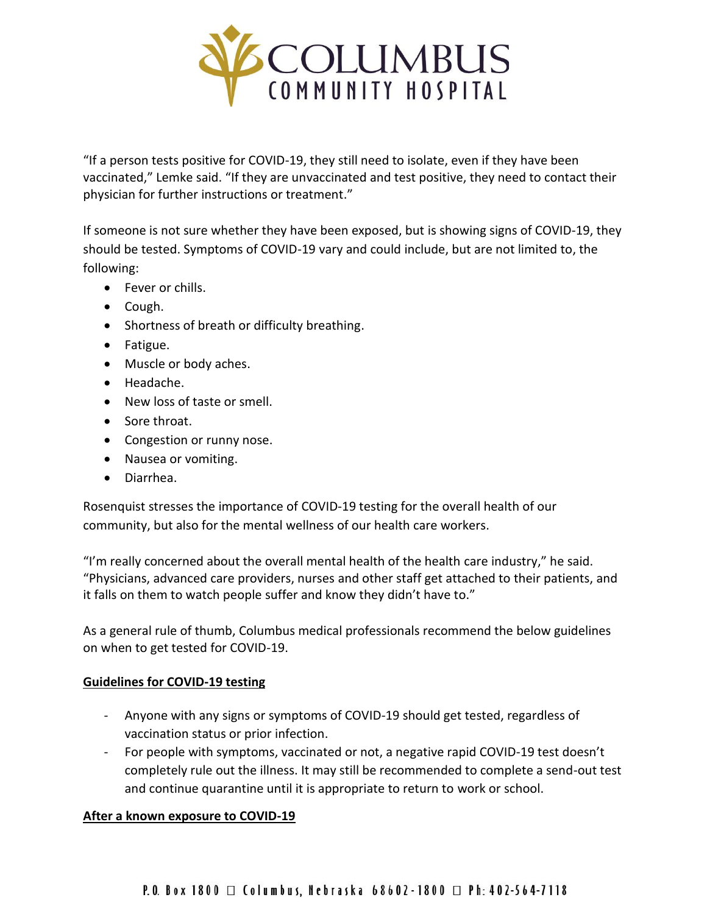"If a person tests positive for COVID-19, they still need to isolate, even if they have been vaccinated," Lemke said. "If they are unvaccinated and test positive, they need to contact their physician for further instructions or treatment."

If someone is not sure whether they have been exposed, but is showing signs of COVID-19, they should be tested. Symptoms of COVID-19 vary and could include, but are not limited to, the following:

- Fever or chills.
- Cough.
- Shortness of breath or difficulty breathing.
- Fatigue.
- Muscle or body aches.
- Headache.
- New loss of taste or smell.
- Sore throat.
- Congestion or runny nose.
- Nausea or vomiting.
- Diarrhea.

Rosenquist stresses the importance of COVID-19 testing for the overall health of our community, but also for the mental wellness of our health care workers.

"I'm really concerned about the overall mental health of the health care industry," he said. "Physicians, advanced care providers, nurses and other staff get attached to their patients, and it falls on them to watch people suffer and know they didn't have to."

As a general rule of thumb, Columbus medical professionals recommend the below guidelines on when to get tested for COVID-19.

**Guidelines for COVID-19 testing**

- Anyone with any signs or symptoms of COVID-19 should get tested, regardless of vaccination status or prior infection.
- For people with symptoms, vaccinated or not, a negative rapid COVID-19 test doesn't completely rule out the illness. It may still be recommended to complete a send-out test and continue quarantine until it is appropriate to return to work or school.

**After a known exposure to COVID-19**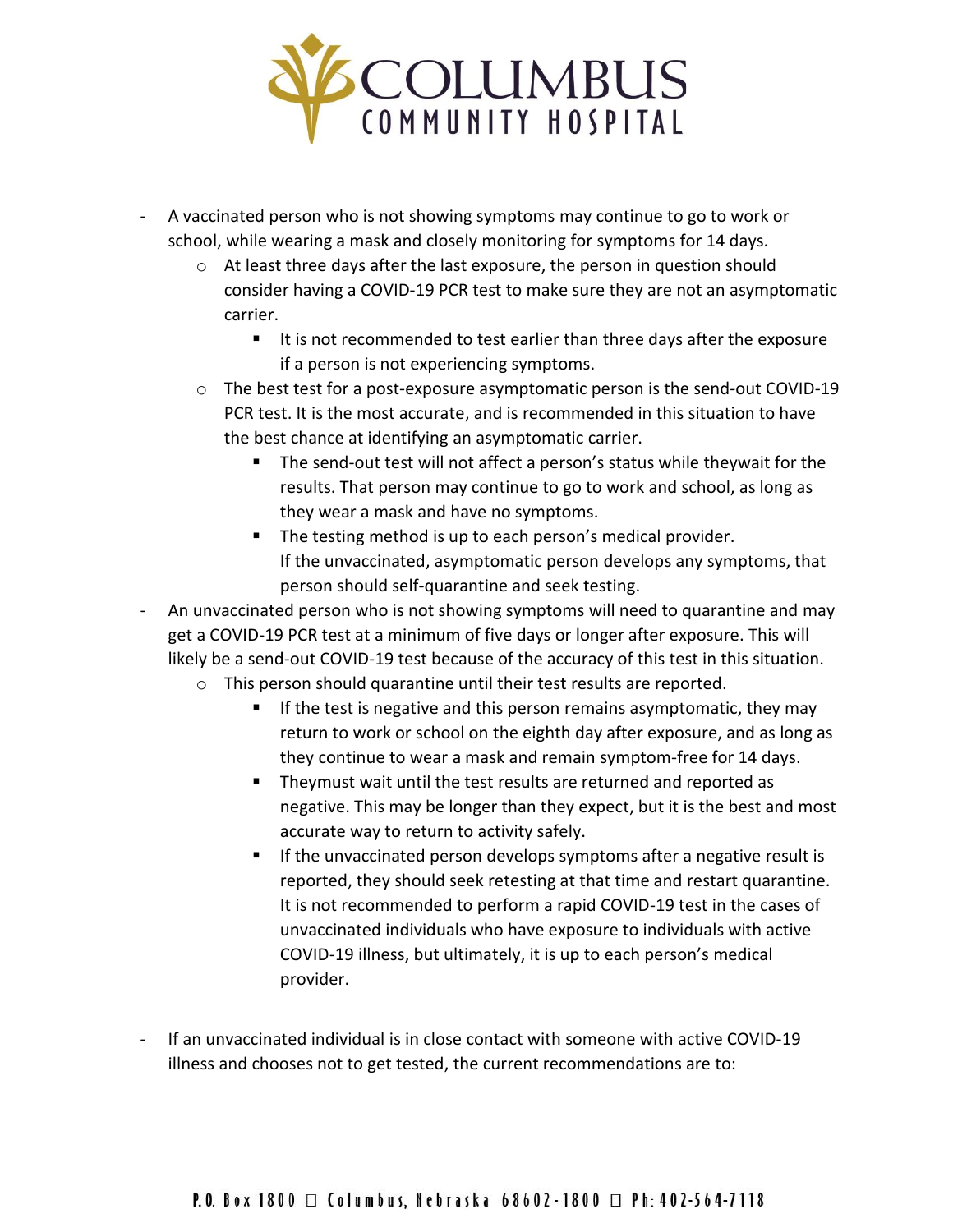- A vaccinated person who is not showing symptoms may continue to go to work or school, while wearing a mask and closely monitoring for symptoms for 14 days.
  - At least three days after the last exposure, the person in question should consider having a COVID-19 PCR test to make sure they are not an asymptomatic carrier.
    - It is not recommended to test earlier than three days after the exposure if a person is not experiencing symptoms.
  - The best test for a post-exposure asymptomatic person is the send-out COVID-19 PCR test. It is the most accurate, and is recommended in this situation to have the best chance at identifying an asymptomatic carrier.
    - The send-out test will not affect a person's status while theywait for the results. That person may continue to go to work and school, as long as they wear a mask and have no symptoms.
    - The testing method is up to each person's medical provider. If the unvaccinated, asymptomatic person develops any symptoms, that person should self-quarantine and seek testing.
- An unvaccinated person who is not showing symptoms will need to quarantine and may get a COVID-19 PCR test at a minimum of five days or longer after exposure. This will likely be a send-out COVID-19 test because of the accuracy of this test in this situation.
  - This person should quarantine until their test results are reported.
    - If the test is negative and this person remains asymptomatic, they may return to work or school on the eighth day after exposure, and as long as they continue to wear a mask and remain symptom-free for 14 days.
    - Theymust wait until the test results are returned and reported as negative. This may be longer than they expect, but it is the best and most accurate way to return to activity safely.
    - If the unvaccinated person develops symptoms after a negative result is reported, they should seek retesting at that time and restart quarantine. It is not recommended to perform a rapid COVID-19 test in the cases of unvaccinated individuals who have exposure to individuals with active COVID-19 illness, but ultimately, it is up to each person's medical provider.

- If an unvaccinated individual is in close contact with someone with active COVID-19 illness and chooses not to get tested, the current recommendations are to: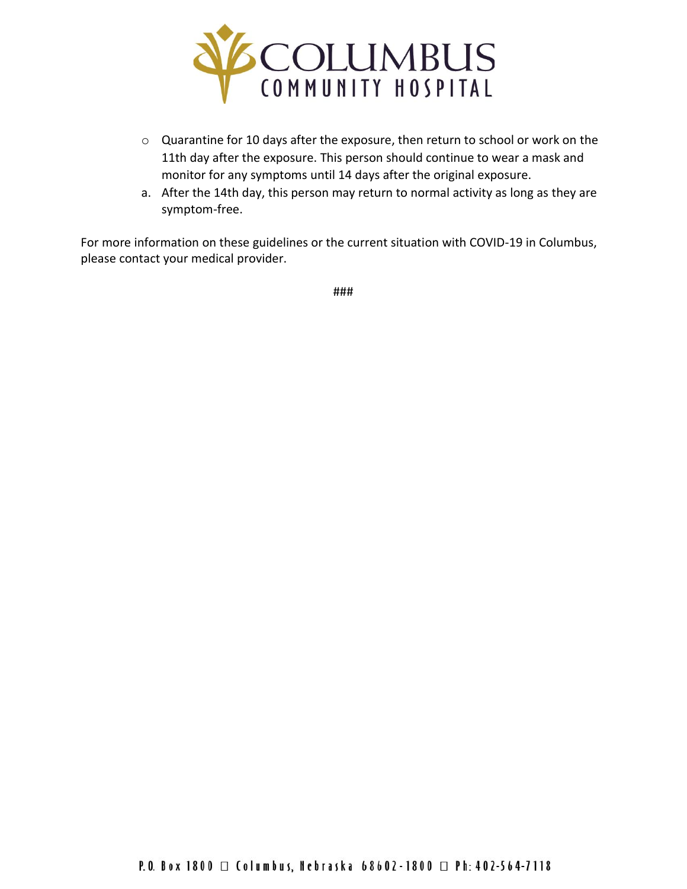- Quarantine for 10 days after the exposure, then return to school or work on the 11th day after the exposure. This person should continue to wear a mask and monitor for any symptoms until 14 days after the original exposure.

a. After the 14th day, this person may return to normal activity as long as they are symptom-free.

For more information on these guidelines or the current situation with COVID-19 in Columbus, please contact your medical provider.

###